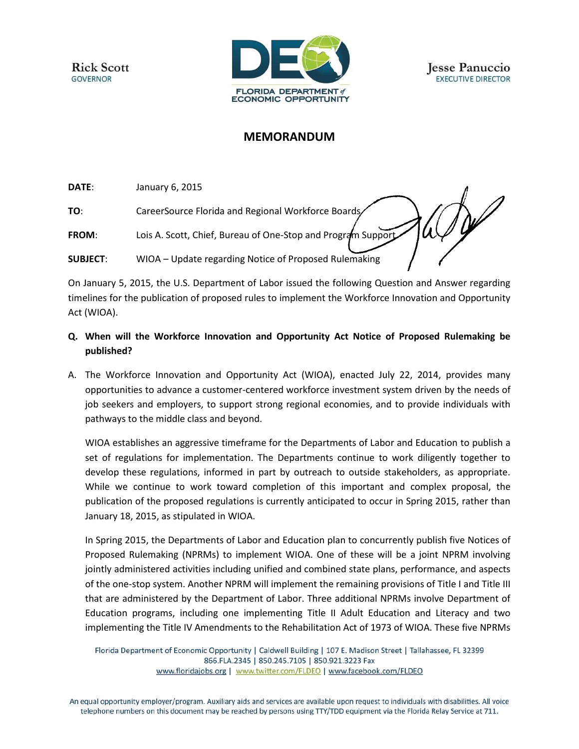Rick Scott
GOVERNOR

FLORIDA DEPARTMENT of ECONOMIC OPPORTUNITY

Jesse Panuccio
EXECUTIVE DIRECTOR

## MEMORANDUM

**DATE**: January 6, 2015

**TO**: CareerSource Florida and Regional Workforce Boards

**FROM**: Lois A. Scott, Chief, Bureau of One-Stop and Program Support

**SUBJECT**: WIOA – Update regarding Notice of Proposed Rulemaking

On January 5, 2015, the U.S. Department of Labor issued the following Question and Answer regarding timelines for the publication of proposed rules to implement the Workforce Innovation and Opportunity Act (WIOA).

**Q. When will the Workforce Innovation and Opportunity Act Notice of Proposed Rulemaking be published?**

A. The Workforce Innovation and Opportunity Act (WIOA), enacted July 22, 2014, provides many opportunities to advance a customer-centered workforce investment system driven by the needs of job seekers and employers, to support strong regional economies, and to provide individuals with pathways to the middle class and beyond.

WIOA establishes an aggressive timeframe for the Departments of Labor and Education to publish a set of regulations for implementation. The Departments continue to work diligently together to develop these regulations, informed in part by outreach to outside stakeholders, as appropriate. While we continue to work toward completion of this important and complex proposal, the publication of the proposed regulations is currently anticipated to occur in Spring 2015, rather than January 18, 2015, as stipulated in WIOA.

In Spring 2015, the Departments of Labor and Education plan to concurrently publish five Notices of Proposed Rulemaking (NPRMs) to implement WIOA. One of these will be a joint NPRM involving jointly administered activities including unified and combined state plans, performance, and aspects of the one-stop system. Another NPRM will implement the remaining provisions of Title I and Title III that are administered by the Department of Labor. Three additional NPRMs involve Department of Education programs, including one implementing Title II Adult Education and Literacy and two implementing the Title IV Amendments to the Rehabilitation Act of 1973 of WIOA. These five NPRMs

Florida Department of Economic Opportunity | Caldwell Building | 107 E. Madison Street | Tallahassee, FL 32399
866.FLA.2345 | 850.245.7105 | 850.921.3223 Fax
www.floridajobs.org | www.twitter.com/FLDEO | www.facebook.com/FLDEO

An equal opportunity employer/program. Auxiliary aids and services are available upon request to individuals with disabilities. All voice telephone numbers on this document may be reached by persons using TTY/TDD equipment via the Florida Relay Service at 711.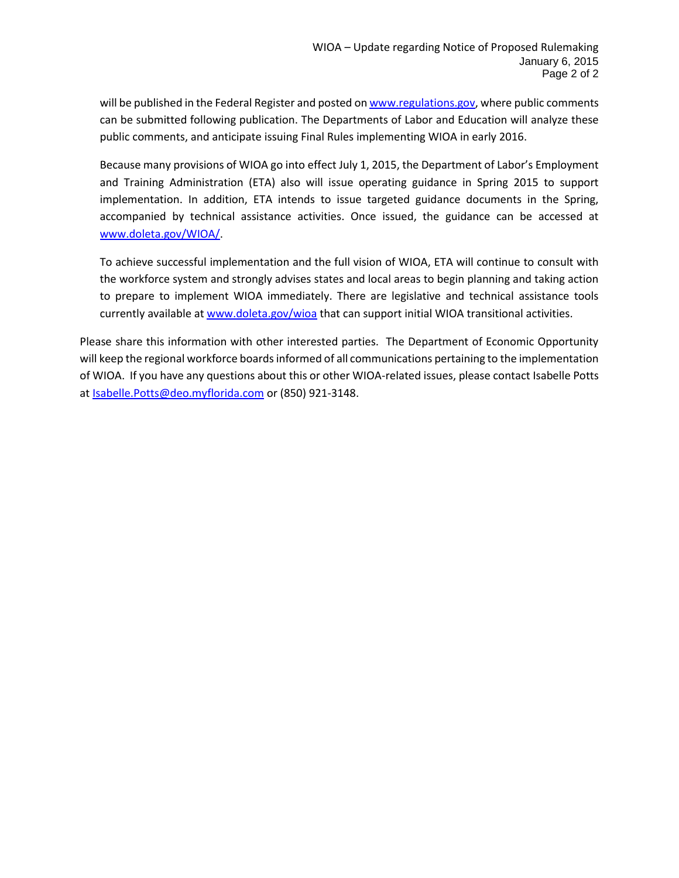will be published in the Federal Register and posted on www.regulations.gov, where public comments can be submitted following publication. The Departments of Labor and Education will analyze these public comments, and anticipate issuing Final Rules implementing WIOA in early 2016.

Because many provisions of WIOA go into effect July 1, 2015, the Department of Labor's Employment and Training Administration (ETA) also will issue operating guidance in Spring 2015 to support implementation. In addition, ETA intends to issue targeted guidance documents in the Spring, accompanied by technical assistance activities. Once issued, the guidance can be accessed at www.doleta.gov/WIOA/.

To achieve successful implementation and the full vision of WIOA, ETA will continue to consult with the workforce system and strongly advises states and local areas to begin planning and taking action to prepare to implement WIOA immediately. There are legislative and technical assistance tools currently available at www.doleta.gov/wioa that can support initial WIOA transitional activities.

Please share this information with other interested parties. The Department of Economic Opportunity will keep the regional workforce boards informed of all communications pertaining to the implementation of WIOA. If you have any questions about this or other WIOA-related issues, please contact Isabelle Potts at Isabelle.Potts@deo.myflorida.com or (850) 921-3148.